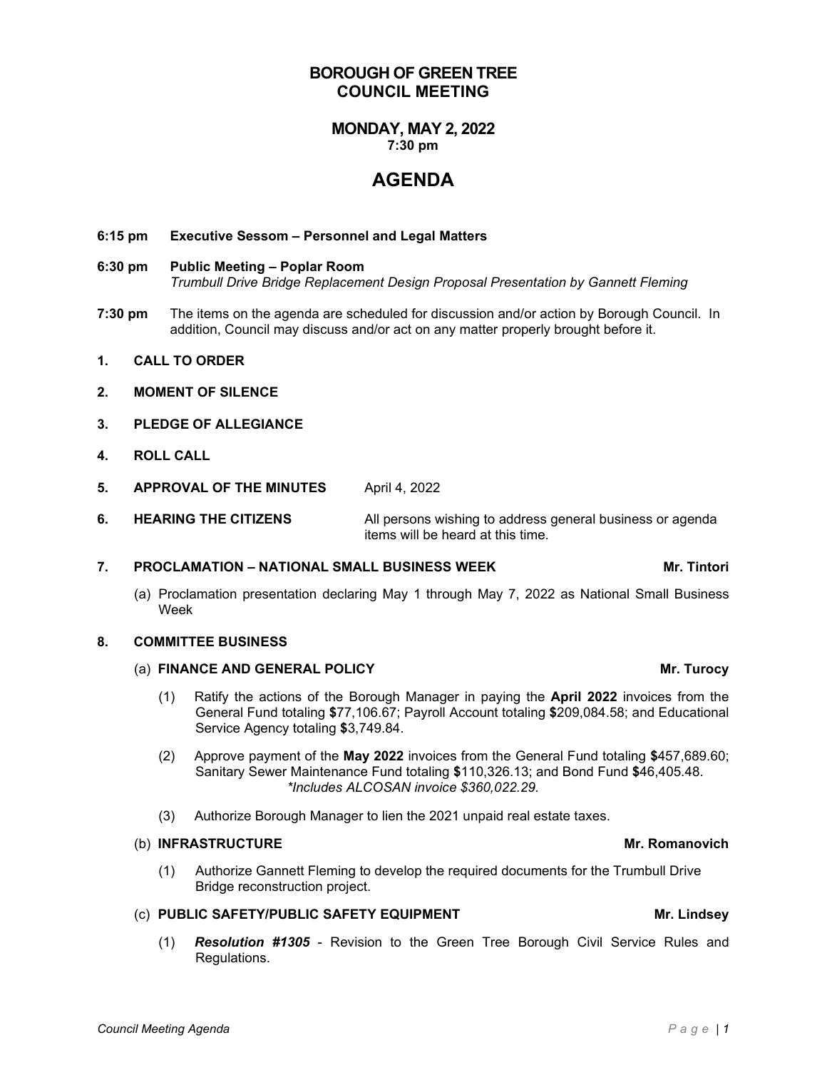# BOROUGH OF GREEN TREE
# COUNCIL MEETING

## MONDAY, MAY 2, 2022
**7:30 pm**

# AGENDA

**6:15 pm Executive Sessom – Personnel and Legal Matters**

**6:30 pm Public Meeting – Poplar Room**
*Trumbull Drive Bridge Replacement Design Proposal Presentation by Gannett Fleming*

**7:30 pm** The items on the agenda are scheduled for discussion and/or action by Borough Council. In addition, Council may discuss and/or act on any matter properly brought before it.

**1. CALL TO ORDER**

**2. MOMENT OF SILENCE**

**3. PLEDGE OF ALLEGIANCE**

**4. ROLL CALL**

**5. APPROVAL OF THE MINUTES** April 4, 2022

**6. HEARING THE CITIZENS** All persons wishing to address general business or agenda items will be heard at this time.

**7. PROCLAMATION – NATIONAL SMALL BUSINESS WEEK** **Mr. Tintori**

(a) Proclamation presentation declaring May 1 through May 7, 2022 as National Small Business Week

**8. COMMITTEE BUSINESS**

(a) **FINANCE AND GENERAL POLICY** **Mr. Turocy**

(1) Ratify the actions of the Borough Manager in paying the **April 2022** invoices from the General Fund totaling **$**77,106.67; Payroll Account totaling **$**209,084.58; and Educational Service Agency totaling **$**3,749.84.

(2) Approve payment of the **May 2022** invoices from the General Fund totaling **$**457,689.60; Sanitary Sewer Maintenance Fund totaling **$**110,326.13; and Bond Fund **$**46,405.48.
*\*Includes ALCOSAN invoice $360,022.29.*

(3) Authorize Borough Manager to lien the 2021 unpaid real estate taxes.

(b) **INFRASTRUCTURE** **Mr. Romanovich**

(1) Authorize Gannett Fleming to develop the required documents for the Trumbull Drive Bridge reconstruction project.

(c) **PUBLIC SAFETY/PUBLIC SAFETY EQUIPMENT** **Mr. Lindsey**

(1) ***Resolution #1305*** - Revision to the Green Tree Borough Civil Service Rules and Regulations.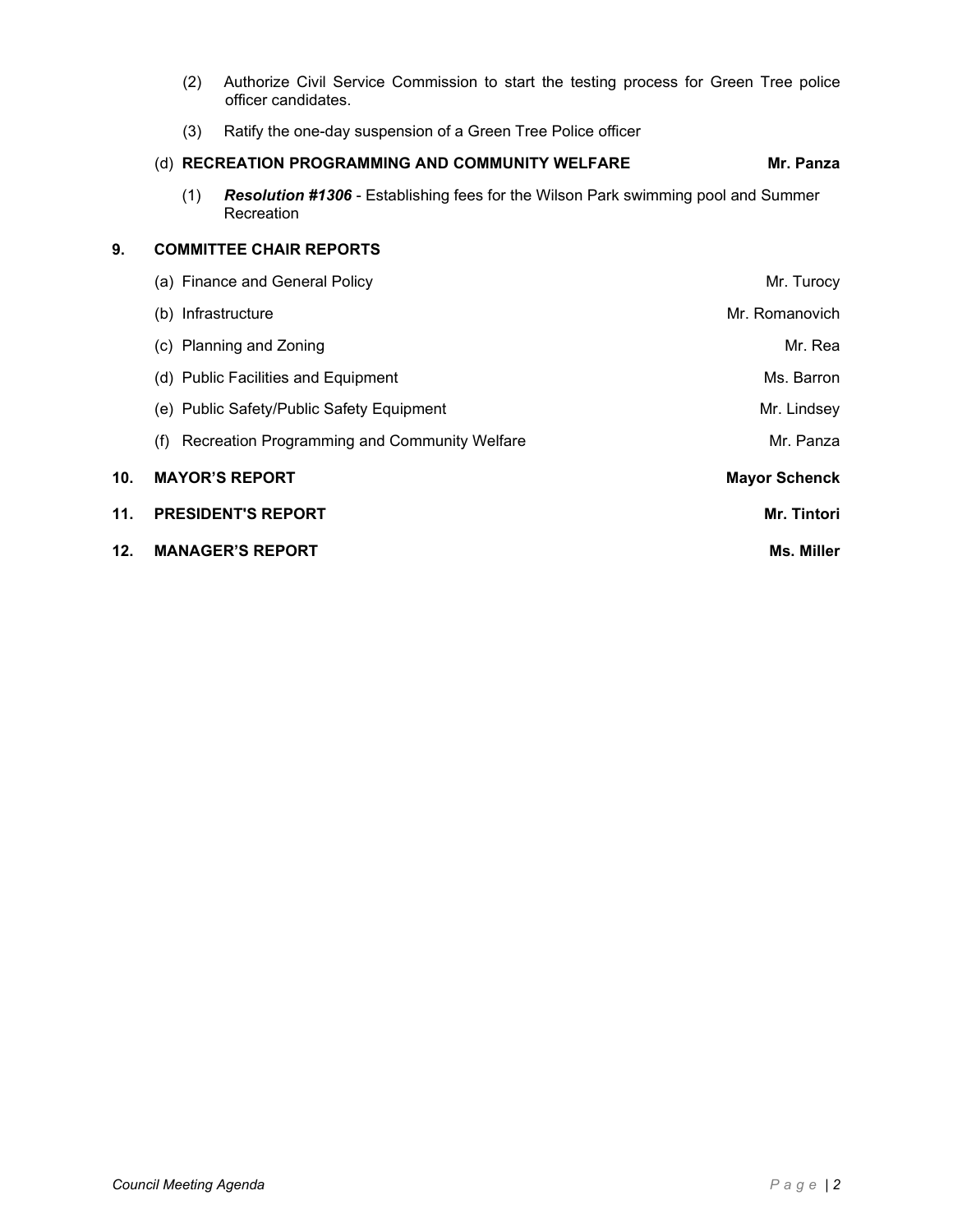(2) Authorize Civil Service Commission to start the testing process for Green Tree police officer candidates.

(3) Ratify the one-day suspension of a Green Tree Police officer

(d) **RECREATION PROGRAMMING AND COMMUNITY WELFARE** **Mr. Panza**

(1) ***Resolution #1306*** - Establishing fees for the Wilson Park swimming pool and Summer Recreation

**9. COMMITTEE CHAIR REPORTS**

(a) Finance and General Policy — Mr. Turocy

(b) Infrastructure — Mr. Romanovich

(c) Planning and Zoning — Mr. Rea

(d) Public Facilities and Equipment — Ms. Barron

(e) Public Safety/Public Safety Equipment — Mr. Lindsey

(f) Recreation Programming and Community Welfare — Mr. Panza

**10. MAYOR'S REPORT** **Mayor Schenck**

**11. PRESIDENT'S REPORT** **Mr. Tintori**

**12. MANAGER'S REPORT** **Ms. Miller**